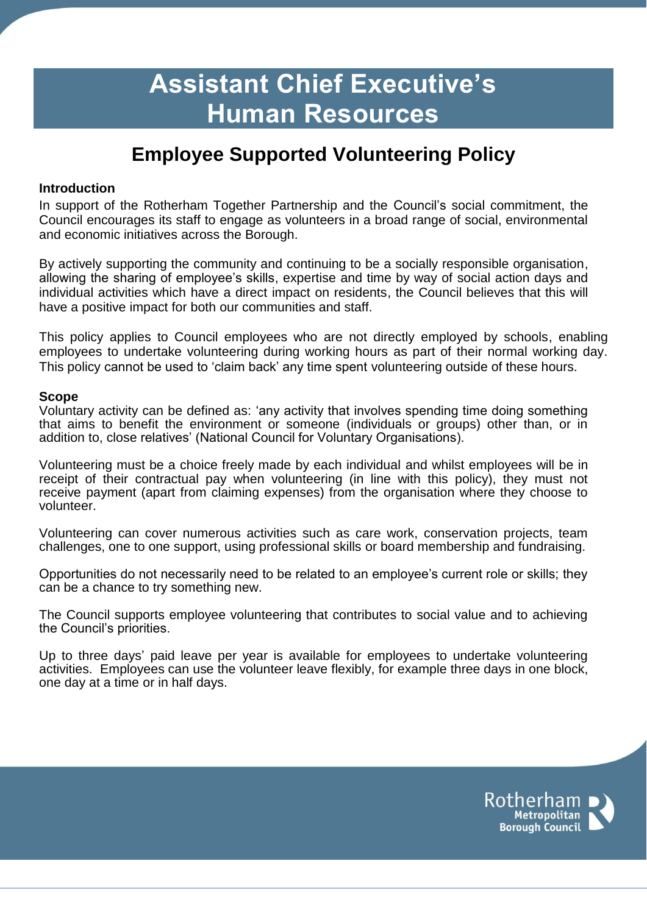# Assistant Chief Executive's Human Resources

## Employee Supported Volunteering Policy

### Introduction

In support of the Rotherham Together Partnership and the Council's social commitment, the Council encourages its staff to engage as volunteers in a broad range of social, environmental and economic initiatives across the Borough.

By actively supporting the community and continuing to be a socially responsible organisation, allowing the sharing of employee's skills, expertise and time by way of social action days and individual activities which have a direct impact on residents, the Council believes that this will have a positive impact for both our communities and staff.

This policy applies to Council employees who are not directly employed by schools, enabling employees to undertake volunteering during working hours as part of their normal working day. This policy cannot be used to 'claim back' any time spent volunteering outside of these hours.

### Scope

Voluntary activity can be defined as: 'any activity that involves spending time doing something that aims to benefit the environment or someone (individuals or groups) other than, or in addition to, close relatives' (National Council for Voluntary Organisations).

Volunteering must be a choice freely made by each individual and whilst employees will be in receipt of their contractual pay when volunteering (in line with this policy), they must not receive payment (apart from claiming expenses) from the organisation where they choose to volunteer.

Volunteering can cover numerous activities such as care work, conservation projects, team challenges, one to one support, using professional skills or board membership and fundraising.

Opportunities do not necessarily need to be related to an employee's current role or skills; they can be a chance to try something new.

The Council supports employee volunteering that contributes to social value and to achieving the Council's priorities.

Up to three days' paid leave per year is available for employees to undertake volunteering activities. Employees can use the volunteer leave flexibly, for example three days in one block, one day at a time or in half days.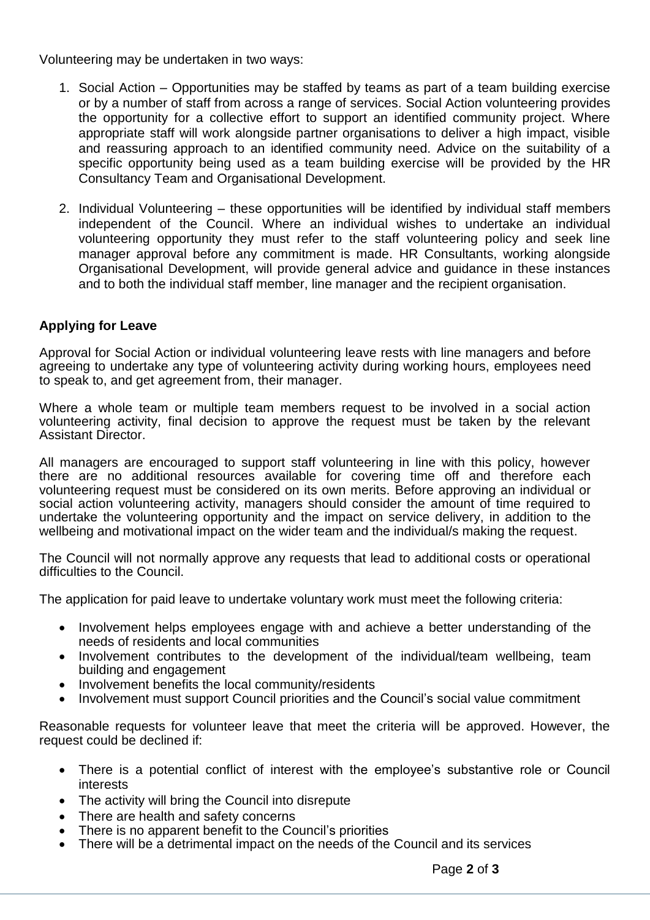Volunteering may be undertaken in two ways:

1. Social Action – Opportunities may be staffed by teams as part of a team building exercise or by a number of staff from across a range of services. Social Action volunteering provides the opportunity for a collective effort to support an identified community project. Where appropriate staff will work alongside partner organisations to deliver a high impact, visible and reassuring approach to an identified community need. Advice on the suitability of a specific opportunity being used as a team building exercise will be provided by the HR Consultancy Team and Organisational Development.

2. Individual Volunteering – these opportunities will be identified by individual staff members independent of the Council. Where an individual wishes to undertake an individual volunteering opportunity they must refer to the staff volunteering policy and seek line manager approval before any commitment is made. HR Consultants, working alongside Organisational Development, will provide general advice and guidance in these instances and to both the individual staff member, line manager and the recipient organisation.

**Applying for Leave**

Approval for Social Action or individual volunteering leave rests with line managers and before agreeing to undertake any type of volunteering activity during working hours, employees need to speak to, and get agreement from, their manager.

Where a whole team or multiple team members request to be involved in a social action volunteering activity, final decision to approve the request must be taken by the relevant Assistant Director.

All managers are encouraged to support staff volunteering in line with this policy, however there are no additional resources available for covering time off and therefore each volunteering request must be considered on its own merits. Before approving an individual or social action volunteering activity, managers should consider the amount of time required to undertake the volunteering opportunity and the impact on service delivery, in addition to the wellbeing and motivational impact on the wider team and the individual/s making the request.

The Council will not normally approve any requests that lead to additional costs or operational difficulties to the Council.

The application for paid leave to undertake voluntary work must meet the following criteria:

- Involvement helps employees engage with and achieve a better understanding of the needs of residents and local communities
- Involvement contributes to the development of the individual/team wellbeing, team building and engagement
- Involvement benefits the local community/residents
- Involvement must support Council priorities and the Council's social value commitment

Reasonable requests for volunteer leave that meet the criteria will be approved. However, the request could be declined if:

- There is a potential conflict of interest with the employee's substantive role or Council interests
- The activity will bring the Council into disrepute
- There are health and safety concerns
- There is no apparent benefit to the Council's priorities
- There will be a detrimental impact on the needs of the Council and its services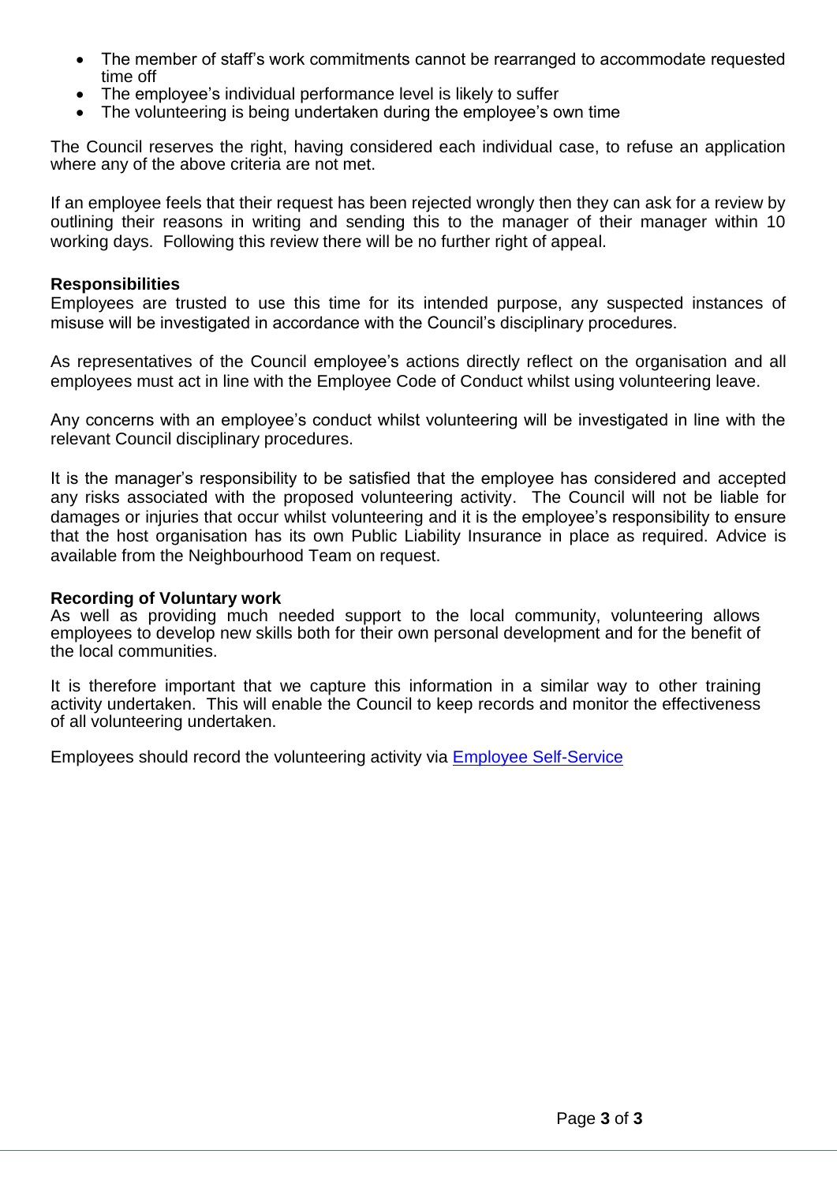- The member of staff's work commitments cannot be rearranged to accommodate requested time off
- The employee's individual performance level is likely to suffer
- The volunteering is being undertaken during the employee's own time

The Council reserves the right, having considered each individual case, to refuse an application where any of the above criteria are not met.

If an employee feels that their request has been rejected wrongly then they can ask for a review by outlining their reasons in writing and sending this to the manager of their manager within 10 working days. Following this review there will be no further right of appeal.

**Responsibilities**

Employees are trusted to use this time for its intended purpose, any suspected instances of misuse will be investigated in accordance with the Council's disciplinary procedures.

As representatives of the Council employee's actions directly reflect on the organisation and all employees must act in line with the Employee Code of Conduct whilst using volunteering leave.

Any concerns with an employee's conduct whilst volunteering will be investigated in line with the relevant Council disciplinary procedures.

It is the manager's responsibility to be satisfied that the employee has considered and accepted any risks associated with the proposed volunteering activity. The Council will not be liable for damages or injuries that occur whilst volunteering and it is the employee's responsibility to ensure that the host organisation has its own Public Liability Insurance in place as required. Advice is available from the Neighbourhood Team on request.

**Recording of Voluntary work**

As well as providing much needed support to the local community, volunteering allows employees to develop new skills both for their own personal development and for the benefit of the local communities.

It is therefore important that we capture this information in a similar way to other training activity undertaken. This will enable the Council to keep records and monitor the effectiveness of all volunteering undertaken.

Employees should record the volunteering activity via Employee Self-Service